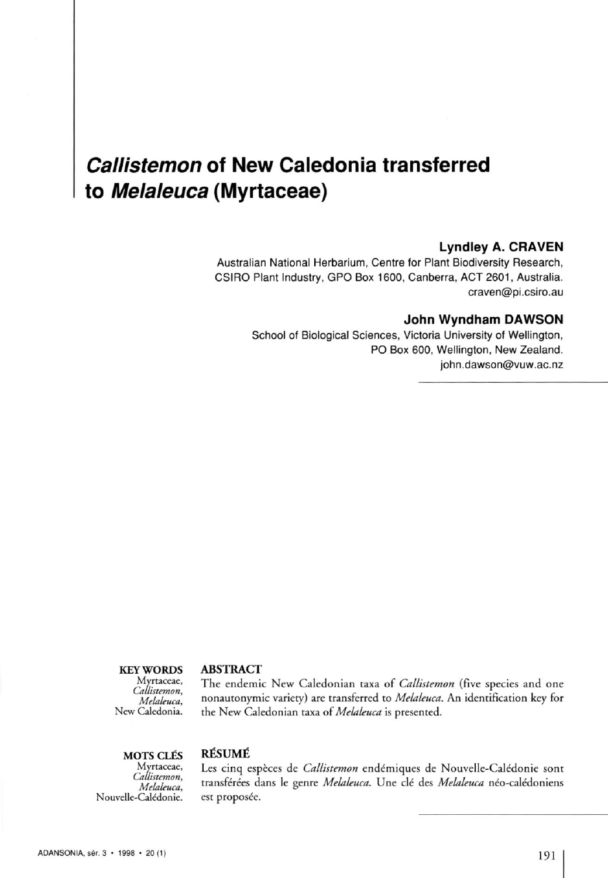# *Callistemon* of New Caledonia transferred to *Melaleuca* (Myrtaceae)

**Lyndley A. CRAVEN**

Australian National Herbarium, Centre for Plant Biodiversity Research, CSIRO Plant Industry, GPO Box 1600, Canberra, ACT 2601, Australia.
craven@pi.csiro.au

**John Wyndham DAWSON**

School of Biological Sciences, Victoria University of Wellington, PO Box 600, Wellington, New Zealand.
john.dawson@vuw.ac.nz

**KEY WORDS**
Myrtaceae,
*Callistemon*,
*Melaleuca*,
New Caledonia.

**ABSTRACT**

The endemic New Caledonian taxa of *Callistemon* (five species and one nonautonymic variety) are transferred to *Melaleuca*. An identification key for the New Caledonian taxa of *Melaleuca* is presented.

**MOTS CLÉS**
Myrtaceae,
*Callistemon*,
*Melaleuca*,
Nouvelle-Calédonie.

**RÉSUMÉ**

Les cinq espèces de *Callistemon* endémiques de Nouvelle-Calédonie sont transférées dans le genre *Melaleuca*. Une clé des *Melaleuca* néo-calédoniens est proposée.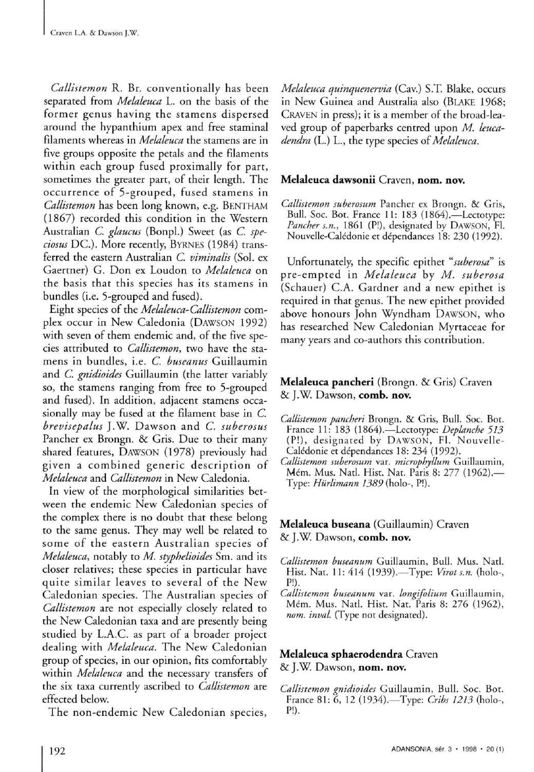*Callistemon* R. Br. conventionally has been separated from *Melaleuca* L. on the basis of the former genus having the stamens dispersed around the hypanthium apex and free staminal filaments whereas in *Melaleuca* the stamens are in five groups opposite the petals and the filaments within each group fused proximally for part, sometimes the greater part, of their length. The occurrence of 5-grouped, fused stamens in *Callistemon* has been long known, e.g. BENTHAM (1867) recorded this condition in the Western Australian *C. glaucus* (Bonpl.) Sweet (as *C. speciosus* DC.). More recently, BYRNES (1984) transferred the eastern Australian *C. viminalis* (Sol. ex Gaertner) G. Don ex Loudon to *Melaleuca* on the basis that this species has its stamens in bundles (i.e. 5-grouped and fused).

Eight species of the *Melaleuca-Callistemon* complex occur in New Caledonia (DAWSON 1992) with seven of them endemic and, of the five species attributed to *Callistemon*, two have the stamens in bundles, i.e. *C. buseanus* Guillaumin and *C. gnidioides* Guillaumin (the latter variably so, the stamens ranging from free to 5-grouped and fused). In addition, adjacent stamens occasionally may be fused at the filament base in *C. brevisepalus* J.W. Dawson and *C. suberosus* Pancher ex Brongn. & Gris. Due to their many shared features, DAWSON (1978) previously had given a combined generic description of *Melaleuca* and *Callistemon* in New Caledonia.

In view of the morphological similarities between the endemic New Caledonian species of the complex there is no doubt that these belong to the same genus. They may well be related to some of the eastern Australian species of *Melaleuca*, notably to *M. styphelioides* Sm. and its closer relatives; these species in particular have quite similar leaves to several of the New Caledonian species. The Australian species of *Callistemon* are not especially closely related to the New Caledonian taxa and are presently being studied by L.A.C. as part of a broader project dealing with *Melaleuca*. The New Caledonian group of species, in our opinion, fits comfortably within *Melaleuca* and the necessary transfers of the six taxa currently ascribed to *Callistemon* are effected below.

The non-endemic New Caledonian species, *Melaleuca quinquenervia* (Cav.) S.T. Blake, occurs in New Guinea and Australia also (BLAKE 1968; CRAVEN in press); it is a member of the broad-leaved group of paperbarks centred upon *M. leucadendra* (L.) L., the type species of *Melaleuca*.

**Melaleuca dawsonii** Craven, **nom. nov.**

*Callistemon suberosum* Pancher ex Brongn. & Gris, Bull. Soc. Bot. France 11: 183 (1864).—Lectotype: *Pancher s.n.*, 1861 (P!), designated by DAWSON, Fl. Nouvelle-Calédonie et dépendances 18: 230 (1992).

Unfortunately, the specific epithet "*suberosa*" is pre-empted in *Melaleuca* by *M. suberosa* (Schauer) C.A. Gardner and a new epithet is required in that genus. The new epithet provided above honours John Wyndham DAWSON, who has researched New Caledonian Myrtaceae for many years and co-authors this contribution.

**Melaleuca pancheri** (Brongn. & Gris) Craven & J.W. Dawson, **comb. nov.**

*Callistemon pancheri* Brongn. & Gris, Bull. Soc. Bot. France 11: 183 (1864).—Lectotype: *Deplanche 513* (P!), designated by DAWSON, Fl. Nouvelle-Calédonie et dépendances 18: 234 (1992).

*Callistemon suberosum* var. *microphyllum* Guillaumin, Mém. Mus. Natl. Hist. Nat. Paris 8: 277 (1962).—Type: *Hürlimann 1389* (holo-, P!).

**Melaleuca buseana** (Guillaumin) Craven & J.W. Dawson, **comb. nov.**

*Callistemon buseanum* Guillaumin, Bull. Mus. Natl. Hist. Nat. 11: 414 (1939).—Type: *Virot s.n.* (holo-, P!).

*Callistemon buseanum* var. *longifolium* Guillaumin, Mém. Mus. Natl. Hist. Nat. Paris 8: 276 (1962), *nom. inval.* (Type not designated).

**Melaleuca sphaerodendra** Craven & J.W. Dawson, **nom. nov.**

*Callistemon gnidioides* Guillaumin, Bull. Soc. Bot. France 81: 6, 12 (1934).—Type: *Cribs 1213* (holo-, P!).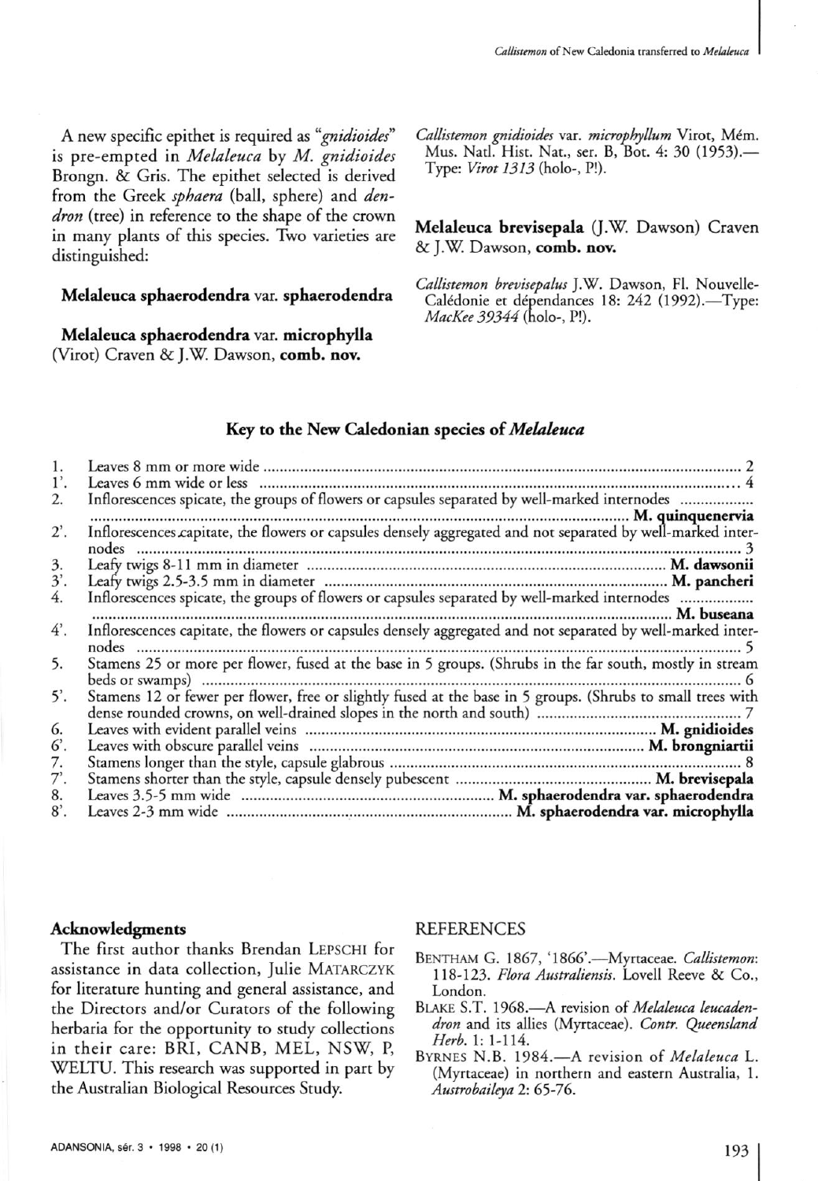A new specific epithet is required as "*gnidioides*" is pre-empted in *Melaleuca* by *M. gnidioides* Brongn. & Gris. The epithet selected is derived from the Greek *sphaera* (ball, sphere) and *dendron* (tree) in reference to the shape of the crown in many plants of this species. Two varieties are distinguished:

**Melaleuca sphaerodendra** var. **sphaerodendra**

**Melaleuca sphaerodendra** var. **microphylla** (Virot) Craven & J.W. Dawson, **comb. nov.**

*Callistemon gnidioides* var. *microphyllum* Virot, Mém. Mus. Natl. Hist. Nat., ser. B, Bot. 4: 30 (1953).—Type: *Virot 1313* (holo-, P!).

**Melaleuca brevisepala** (J.W. Dawson) Craven & J.W. Dawson, **comb. nov.**

*Callistemon brevisepalus* J.W. Dawson, Fl. Nouvelle-Calédonie et dépendances 18: 242 (1992).—Type: *MacKee 39344* (holo-, P!).

### Key to the New Caledonian species of *Melaleuca*

1. Leaves 8 mm or more wide ........ 2
1'. Leaves 6 mm wide or less ........ 4
2. Inflorescences spicate, the groups of flowers or capsules separated by well-marked internodes ........ **M. quinquenervia**
2'. Inflorescences capitate, the flowers or capsules densely aggregated and not separated by well-marked internodes ........ 3
3. Leafy twigs 8-11 mm in diameter ........ **M. dawsonii**
3'. Leafy twigs 2.5-3.5 mm in diameter ........ **M. pancheri**
4. Inflorescences spicate, the groups of flowers or capsules separated by well-marked internodes ........ **M. buseana**
4'. Inflorescences capitate, the flowers or capsules densely aggregated and not separated by well-marked internodes ........ 5
5. Stamens 25 or more per flower, fused at the base in 5 groups. (Shrubs in the far south, mostly in stream beds or swamps) ........ 6
5'. Stamens 12 or fewer per flower, free or slightly fused at the base in 5 groups. (Shrubs to small trees with dense rounded crowns, on well-drained slopes in the north and south) ........ 7
6. Leaves with evident parallel veins ........ **M. gnidioides**
6'. Leaves with obscure parallel veins ........ **M. brongniartii**
7. Stamens longer than the style, capsule glabrous ........ 8
7'. Stamens shorter than the style, capsule densely pubescent ........ **M. brevisepala**
8. Leaves 3.5-5 mm wide ........ **M. sphaerodendra var. sphaerodendra**
8'. Leaves 2-3 mm wide ........ **M. sphaerodendra var. microphylla**

### Acknowledgments

The first author thanks Brendan LEPSCHI for assistance in data collection, Julie MATARCZYK for literature hunting and general assistance, and the Directors and/or Curators of the following herbaria for the opportunity to study collections in their care: BRI, CANB, MEL, NSW, P, WELTU. This research was supported in part by the Australian Biological Resources Study.

### REFERENCES

BENTHAM G. 1867, '1866'.—Myrtaceae. *Callistemon*: 118-123. *Flora Australiensis*. Lovell Reeve & Co., London.

BLAKE S.T. 1968.—A revision of *Melaleuca leucadendron* and its allies (Myrtaceae). *Contr. Queensland Herb.* 1: 1-114.

BYRNES N.B. 1984.—A revision of *Melaleuca* L. (Myrtaceae) in northern and eastern Australia, 1. *Austrobaileya* 2: 65-76.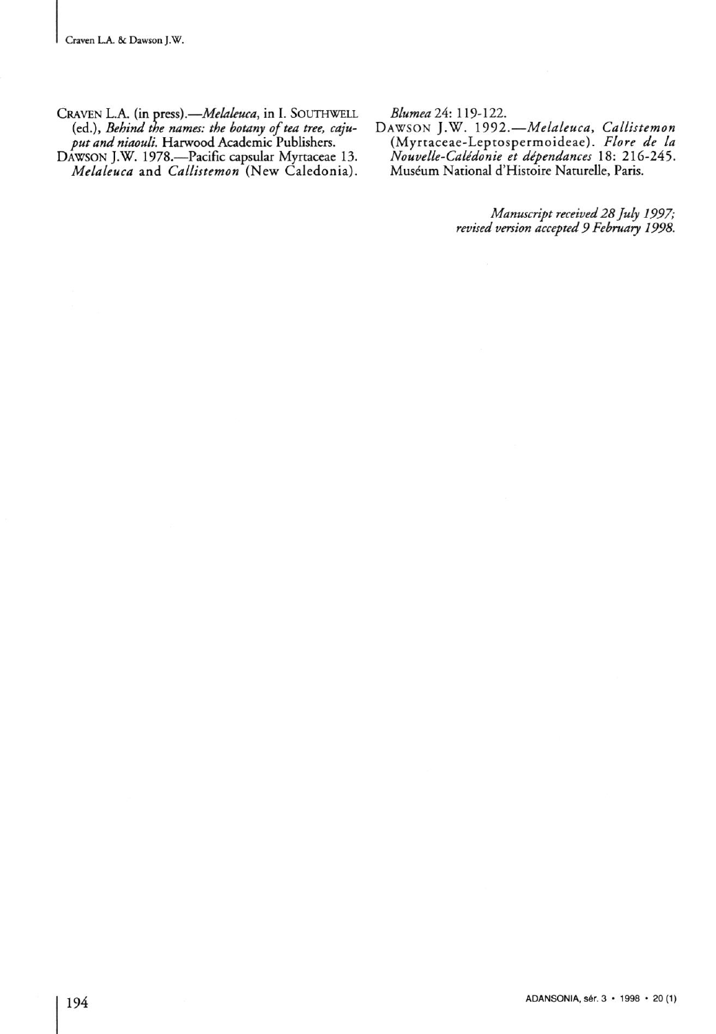CRAVEN L.A. (in press).—*Melaleuca*, in I. SOUTHWELL (ed.), *Behind the names: the botany of tea tree, cajuput and niaouli.* Harwood Academic Publishers.

DAWSON J.W. 1978.—Pacific capsular Myrtaceae 13. *Melaleuca* and *Callistemon* (New Caledonia). *Blumea* 24: 119-122.

DAWSON J.W. 1992.—*Melaleuca, Callistemon* (Myrtaceae-Leptospermoideae). *Flore de la Nouvelle-Calédonie et dépendances* 18: 216-245. Muséum National d'Histoire Naturelle, Paris.

*Manuscript received 28 July 1997; revised version accepted 9 February 1998.*